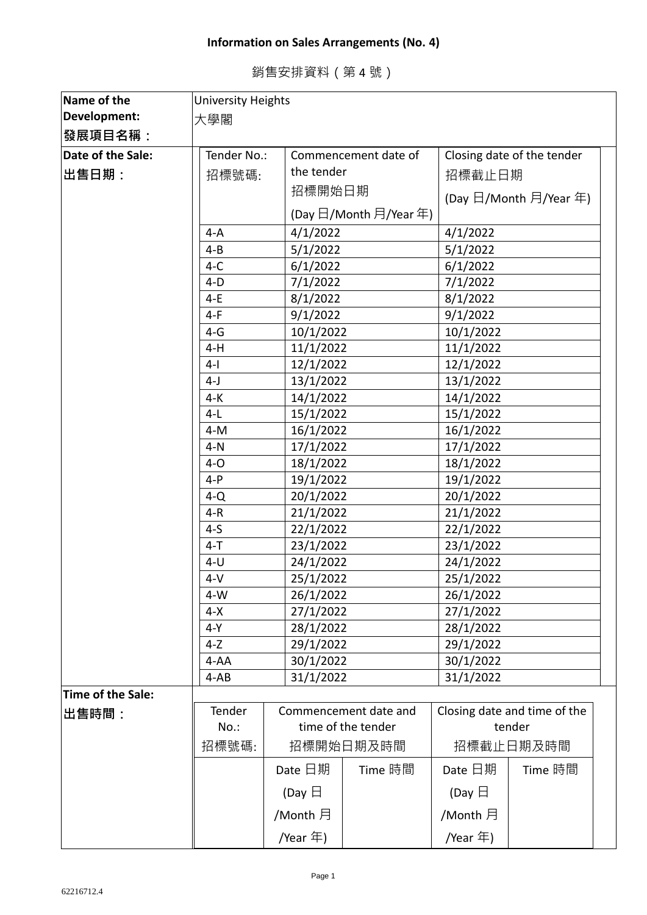# Information on Sales Arrangements (No. 4)

銷售安排資料（第 4 號）

| Name of the Development: 發展項目名稱： | University Heights 大學閣 |
|---|---|

**Date of the Sale: 出售日期：**

| Tender No.: 招標號碼: | Commencement date of the tender 招標開始日期 (Day 日/Month 月/Year 年) | Closing date of the tender 招標截止日期 (Day 日/Month 月/Year 年) |
|---|---|---|
| 4-A | 4/1/2022 | 4/1/2022 |
| 4-B | 5/1/2022 | 5/1/2022 |
| 4-C | 6/1/2022 | 6/1/2022 |
| 4-D | 7/1/2022 | 7/1/2022 |
| 4-E | 8/1/2022 | 8/1/2022 |
| 4-F | 9/1/2022 | 9/1/2022 |
| 4-G | 10/1/2022 | 10/1/2022 |
| 4-H | 11/1/2022 | 11/1/2022 |
| 4-I | 12/1/2022 | 12/1/2022 |
| 4-J | 13/1/2022 | 13/1/2022 |
| 4-K | 14/1/2022 | 14/1/2022 |
| 4-L | 15/1/2022 | 15/1/2022 |
| 4-M | 16/1/2022 | 16/1/2022 |
| 4-N | 17/1/2022 | 17/1/2022 |
| 4-O | 18/1/2022 | 18/1/2022 |
| 4-P | 19/1/2022 | 19/1/2022 |
| 4-Q | 20/1/2022 | 20/1/2022 |
| 4-R | 21/1/2022 | 21/1/2022 |
| 4-S | 22/1/2022 | 22/1/2022 |
| 4-T | 23/1/2022 | 23/1/2022 |
| 4-U | 24/1/2022 | 24/1/2022 |
| 4-V | 25/1/2022 | 25/1/2022 |
| 4-W | 26/1/2022 | 26/1/2022 |
| 4-X | 27/1/2022 | 27/1/2022 |
| 4-Y | 28/1/2022 | 28/1/2022 |
| 4-Z | 29/1/2022 | 29/1/2022 |
| 4-AA | 30/1/2022 | 30/1/2022 |
| 4-AB | 31/1/2022 | 31/1/2022 |

**Time of the Sale: 出售時間：**

| Tender No.: 招標號碼: | Commencement date and time of the tender 招標開始日期及時間 | | Closing date and time of the tender 招標截止日期及時間 | |
|---|---|---|---|---|
| | Date 日期 (Day 日/Month 月/Year 年) | Time 時間 | Date 日期 (Day 日/Month 月/Year 年) | Time 時間 |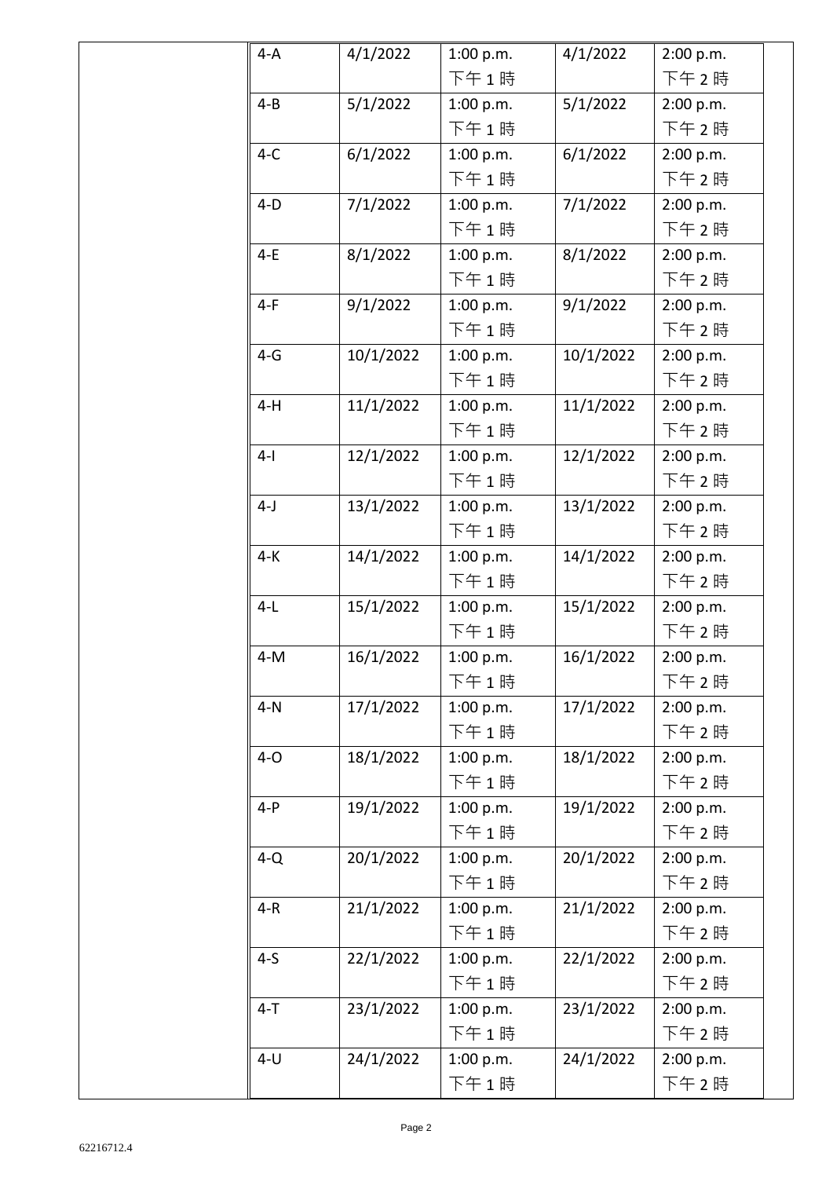| | | | | | |
|---|---|---|---|---|---|
| | 4-A | 4/1/2022 | 1:00 p.m. 下午 1 時 | 4/1/2022 | 2:00 p.m. 下午 2 時 |
| | 4-B | 5/1/2022 | 1:00 p.m. 下午 1 時 | 5/1/2022 | 2:00 p.m. 下午 2 時 |
| | 4-C | 6/1/2022 | 1:00 p.m. 下午 1 時 | 6/1/2022 | 2:00 p.m. 下午 2 時 |
| | 4-D | 7/1/2022 | 1:00 p.m. 下午 1 時 | 7/1/2022 | 2:00 p.m. 下午 2 時 |
| | 4-E | 8/1/2022 | 1:00 p.m. 下午 1 時 | 8/1/2022 | 2:00 p.m. 下午 2 時 |
| | 4-F | 9/1/2022 | 1:00 p.m. 下午 1 時 | 9/1/2022 | 2:00 p.m. 下午 2 時 |
| | 4-G | 10/1/2022 | 1:00 p.m. 下午 1 時 | 10/1/2022 | 2:00 p.m. 下午 2 時 |
| | 4-H | 11/1/2022 | 1:00 p.m. 下午 1 時 | 11/1/2022 | 2:00 p.m. 下午 2 時 |
| | 4-I | 12/1/2022 | 1:00 p.m. 下午 1 時 | 12/1/2022 | 2:00 p.m. 下午 2 時 |
| | 4-J | 13/1/2022 | 1:00 p.m. 下午 1 時 | 13/1/2022 | 2:00 p.m. 下午 2 時 |
| | 4-K | 14/1/2022 | 1:00 p.m. 下午 1 時 | 14/1/2022 | 2:00 p.m. 下午 2 時 |
| | 4-L | 15/1/2022 | 1:00 p.m. 下午 1 時 | 15/1/2022 | 2:00 p.m. 下午 2 時 |
| | 4-M | 16/1/2022 | 1:00 p.m. 下午 1 時 | 16/1/2022 | 2:00 p.m. 下午 2 時 |
| | 4-N | 17/1/2022 | 1:00 p.m. 下午 1 時 | 17/1/2022 | 2:00 p.m. 下午 2 時 |
| | 4-O | 18/1/2022 | 1:00 p.m. 下午 1 時 | 18/1/2022 | 2:00 p.m. 下午 2 時 |
| | 4-P | 19/1/2022 | 1:00 p.m. 下午 1 時 | 19/1/2022 | 2:00 p.m. 下午 2 時 |
| | 4-Q | 20/1/2022 | 1:00 p.m. 下午 1 時 | 20/1/2022 | 2:00 p.m. 下午 2 時 |
| | 4-R | 21/1/2022 | 1:00 p.m. 下午 1 時 | 21/1/2022 | 2:00 p.m. 下午 2 時 |
| | 4-S | 22/1/2022 | 1:00 p.m. 下午 1 時 | 22/1/2022 | 2:00 p.m. 下午 2 時 |
| | 4-T | 23/1/2022 | 1:00 p.m. 下午 1 時 | 23/1/2022 | 2:00 p.m. 下午 2 時 |
| | 4-U | 24/1/2022 | 1:00 p.m. 下午 1 時 | 24/1/2022 | 2:00 p.m. 下午 2 時 |

62216712.4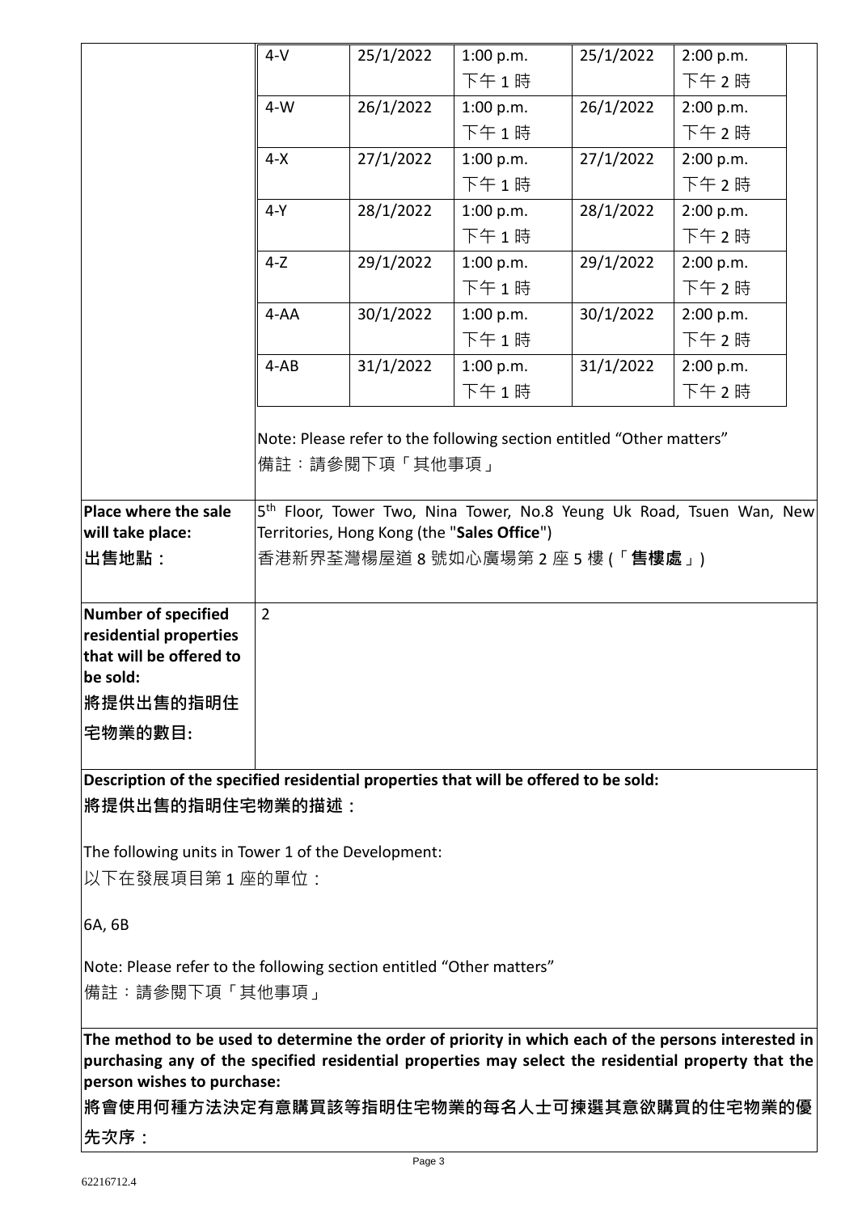| | | | | | |
|---|---|---|---|---|---|
| | 4-V | 25/1/2022 | 1:00 p.m.<br>下午 1 時 | 25/1/2022 | 2:00 p.m.<br>下午 2 時 |
| | 4-W | 26/1/2022 | 1:00 p.m.<br>下午 1 時 | 26/1/2022 | 2:00 p.m.<br>下午 2 時 |
| | 4-X | 27/1/2022 | 1:00 p.m.<br>下午 1 時 | 27/1/2022 | 2:00 p.m.<br>下午 2 時 |
| | 4-Y | 28/1/2022 | 1:00 p.m.<br>下午 1 時 | 28/1/2022 | 2:00 p.m.<br>下午 2 時 |
| | 4-Z | 29/1/2022 | 1:00 p.m.<br>下午 1 時 | 29/1/2022 | 2:00 p.m.<br>下午 2 時 |
| | 4-AA | 30/1/2022 | 1:00 p.m.<br>下午 1 時 | 30/1/2022 | 2:00 p.m.<br>下午 2 時 |
| | 4-AB | 31/1/2022 | 1:00 p.m.<br>下午 1 時 | 31/1/2022 | 2:00 p.m.<br>下午 2 時 |

Note: Please refer to the following section entitled "Other matters"
備註：請參閱下項「其他事項」

| | |
|---|---|
| **Place where the sale will take place:**<br>**出售地點：** | 5th Floor, Tower Two, Nina Tower, No.8 Yeung Uk Road, Tsuen Wan, New Territories, Hong Kong (the "**Sales Office**")<br>香港新界荃灣楊屋道 8 號如心廣場第 2 座 5 樓 (「**售樓處**」) |
| **Number of specified residential properties that will be offered to be sold:**<br>**將提供出售的指明住宅物業的數目:** | 2 |

**Description of the specified residential properties that will be offered to be sold:**
**將提供出售的指明住宅物業的描述：**

The following units in Tower 1 of the Development:
以下在發展項目第 1 座的單位：

6A, 6B

Note: Please refer to the following section entitled "Other matters"
備註：請參閱下項「其他事項」

**The method to be used to determine the order of priority in which each of the persons interested in purchasing any of the specified residential properties may select the residential property that the person wishes to purchase:**
**將會使用何種方法決定有意購買該等指明住宅物業的每名人士可揀選其意欲購買的住宅物業的優先次序：**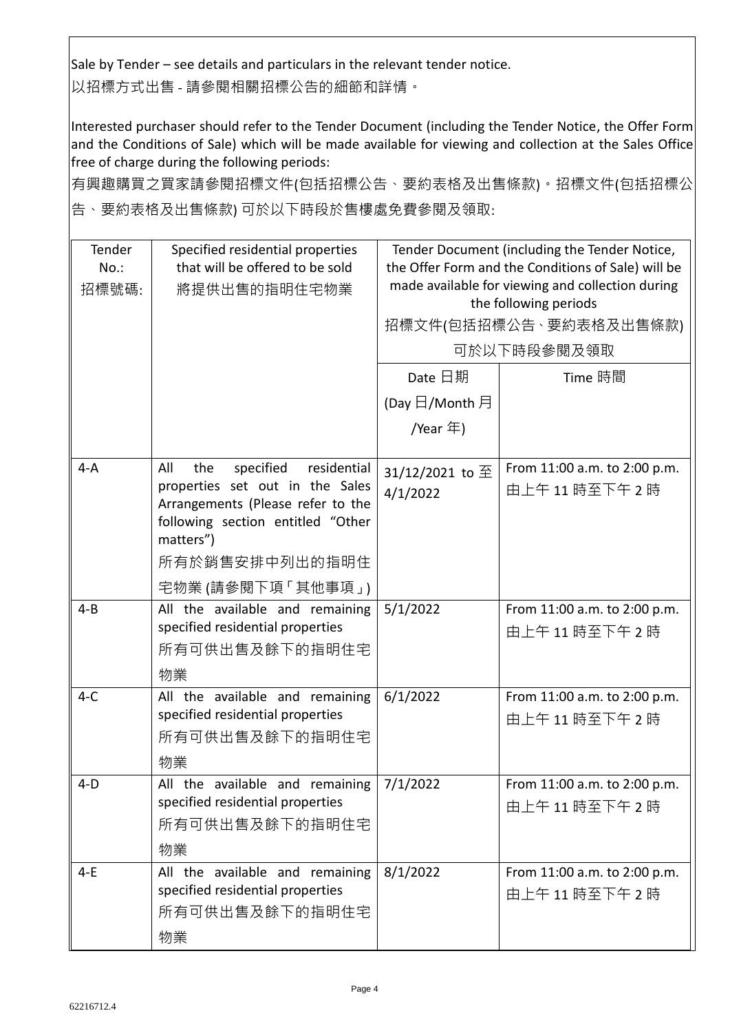Sale by Tender – see details and particulars in the relevant tender notice.
以招標方式出售 - 請參閱相關招標公告的細節和詳情。

Interested purchaser should refer to the Tender Document (including the Tender Notice, the Offer Form and the Conditions of Sale) which will be made available for viewing and collection at the Sales Office free of charge during the following periods:
有興趣購買之買家請參閱招標文件(包括招標公告、要約表格及出售條款)。招標文件(包括招標公告、要約表格及出售條款) 可於以下時段於售樓處免費參閱及領取:

| Tender No.: 招標號碼: | Specified residential properties that will be offered to be sold 將提供出售的指明住宅物業 | Tender Document (including the Tender Notice, the Offer Form and the Conditions of Sale) will be made available for viewing and collection during the following periods 招標文件(包括招標公告、要約表格及出售條款) 可於以下時段參閱及領取 | |
|---|---|---|---|
| | | Date 日期 (Day 日/Month 月 /Year 年) | Time 時間 |
| 4-A | All the specified residential properties set out in the Sales Arrangements (Please refer to the following section entitled "Other matters") 所有於銷售安排中列出的指明住宅物業 (請參閱下項「其他事項」) | 31/12/2021 to 至 4/1/2022 | From 11:00 a.m. to 2:00 p.m. 由上午 11 時至下午 2 時 |
| 4-B | All the available and remaining specified residential properties 所有可供出售及餘下的指明住宅物業 | 5/1/2022 | From 11:00 a.m. to 2:00 p.m. 由上午 11 時至下午 2 時 |
| 4-C | All the available and remaining specified residential properties 所有可供出售及餘下的指明住宅物業 | 6/1/2022 | From 11:00 a.m. to 2:00 p.m. 由上午 11 時至下午 2 時 |
| 4-D | All the available and remaining specified residential properties 所有可供出售及餘下的指明住宅物業 | 7/1/2022 | From 11:00 a.m. to 2:00 p.m. 由上午 11 時至下午 2 時 |
| 4-E | All the available and remaining specified residential properties 所有可供出售及餘下的指明住宅物業 | 8/1/2022 | From 11:00 a.m. to 2:00 p.m. 由上午 11 時至下午 2 時 |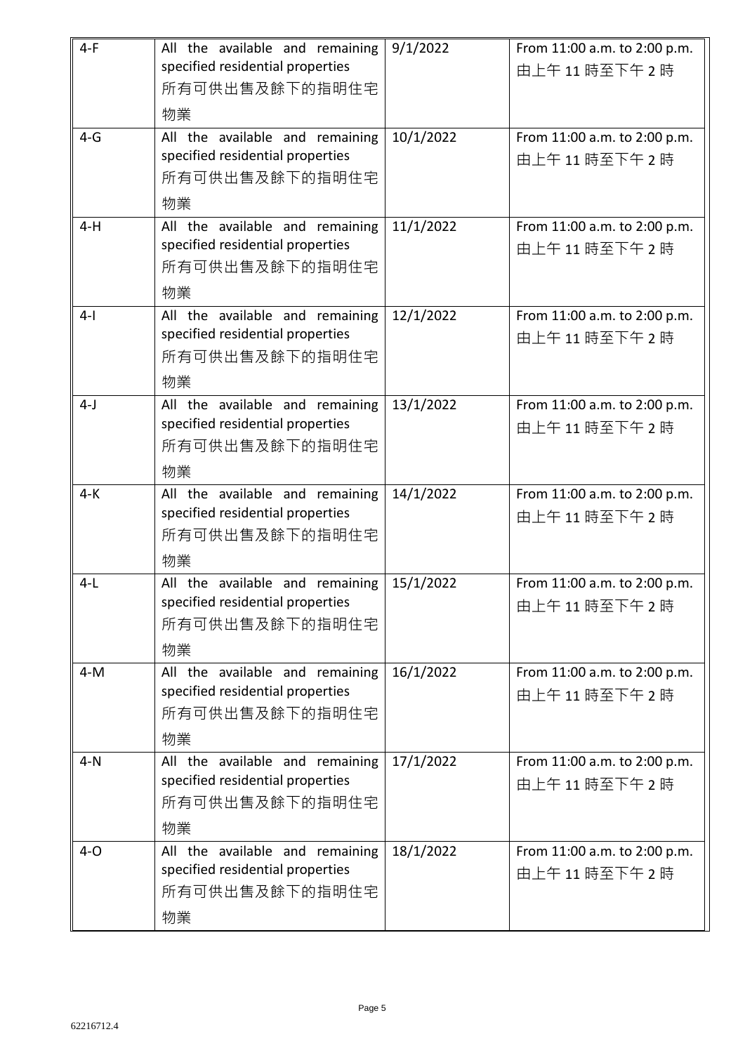| 4-F | All the available and remaining specified residential properties 所有可供出售及餘下的指明住宅物業 | 9/1/2022 | From 11:00 a.m. to 2:00 p.m. 由上午 11 時至下午 2 時 |
|---|---|---|---|
| 4-G | All the available and remaining specified residential properties 所有可供出售及餘下的指明住宅物業 | 10/1/2022 | From 11:00 a.m. to 2:00 p.m. 由上午 11 時至下午 2 時 |
| 4-H | All the available and remaining specified residential properties 所有可供出售及餘下的指明住宅物業 | 11/1/2022 | From 11:00 a.m. to 2:00 p.m. 由上午 11 時至下午 2 時 |
| 4-I | All the available and remaining specified residential properties 所有可供出售及餘下的指明住宅物業 | 12/1/2022 | From 11:00 a.m. to 2:00 p.m. 由上午 11 時至下午 2 時 |
| 4-J | All the available and remaining specified residential properties 所有可供出售及餘下的指明住宅物業 | 13/1/2022 | From 11:00 a.m. to 2:00 p.m. 由上午 11 時至下午 2 時 |
| 4-K | All the available and remaining specified residential properties 所有可供出售及餘下的指明住宅物業 | 14/1/2022 | From 11:00 a.m. to 2:00 p.m. 由上午 11 時至下午 2 時 |
| 4-L | All the available and remaining specified residential properties 所有可供出售及餘下的指明住宅物業 | 15/1/2022 | From 11:00 a.m. to 2:00 p.m. 由上午 11 時至下午 2 時 |
| 4-M | All the available and remaining specified residential properties 所有可供出售及餘下的指明住宅物業 | 16/1/2022 | From 11:00 a.m. to 2:00 p.m. 由上午 11 時至下午 2 時 |
| 4-N | All the available and remaining specified residential properties 所有可供出售及餘下的指明住宅物業 | 17/1/2022 | From 11:00 a.m. to 2:00 p.m. 由上午 11 時至下午 2 時 |
| 4-O | All the available and remaining specified residential properties 所有可供出售及餘下的指明住宅物業 | 18/1/2022 | From 11:00 a.m. to 2:00 p.m. 由上午 11 時至下午 2 時 |

62216712.4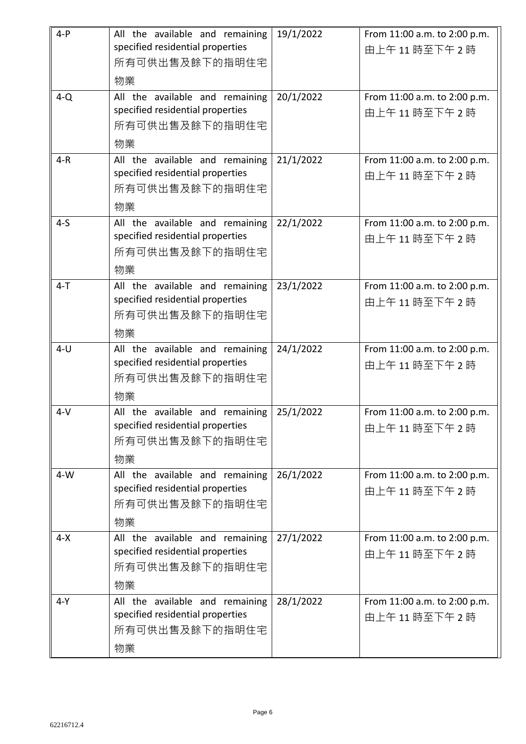| 4-P | All the available and remaining specified residential properties 所有可供出售及餘下的指明住宅物業 | 19/1/2022 | From 11:00 a.m. to 2:00 p.m. 由上午 11 時至下午 2 時 |
|---|---|---|---|
| 4-Q | All the available and remaining specified residential properties 所有可供出售及餘下的指明住宅物業 | 20/1/2022 | From 11:00 a.m. to 2:00 p.m. 由上午 11 時至下午 2 時 |
| 4-R | All the available and remaining specified residential properties 所有可供出售及餘下的指明住宅物業 | 21/1/2022 | From 11:00 a.m. to 2:00 p.m. 由上午 11 時至下午 2 時 |
| 4-S | All the available and remaining specified residential properties 所有可供出售及餘下的指明住宅物業 | 22/1/2022 | From 11:00 a.m. to 2:00 p.m. 由上午 11 時至下午 2 時 |
| 4-T | All the available and remaining specified residential properties 所有可供出售及餘下的指明住宅物業 | 23/1/2022 | From 11:00 a.m. to 2:00 p.m. 由上午 11 時至下午 2 時 |
| 4-U | All the available and remaining specified residential properties 所有可供出售及餘下的指明住宅物業 | 24/1/2022 | From 11:00 a.m. to 2:00 p.m. 由上午 11 時至下午 2 時 |
| 4-V | All the available and remaining specified residential properties 所有可供出售及餘下的指明住宅物業 | 25/1/2022 | From 11:00 a.m. to 2:00 p.m. 由上午 11 時至下午 2 時 |
| 4-W | All the available and remaining specified residential properties 所有可供出售及餘下的指明住宅物業 | 26/1/2022 | From 11:00 a.m. to 2:00 p.m. 由上午 11 時至下午 2 時 |
| 4-X | All the available and remaining specified residential properties 所有可供出售及餘下的指明住宅物業 | 27/1/2022 | From 11:00 a.m. to 2:00 p.m. 由上午 11 時至下午 2 時 |
| 4-Y | All the available and remaining specified residential properties 所有可供出售及餘下的指明住宅物業 | 28/1/2022 | From 11:00 a.m. to 2:00 p.m. 由上午 11 時至下午 2 時 |

62216712.4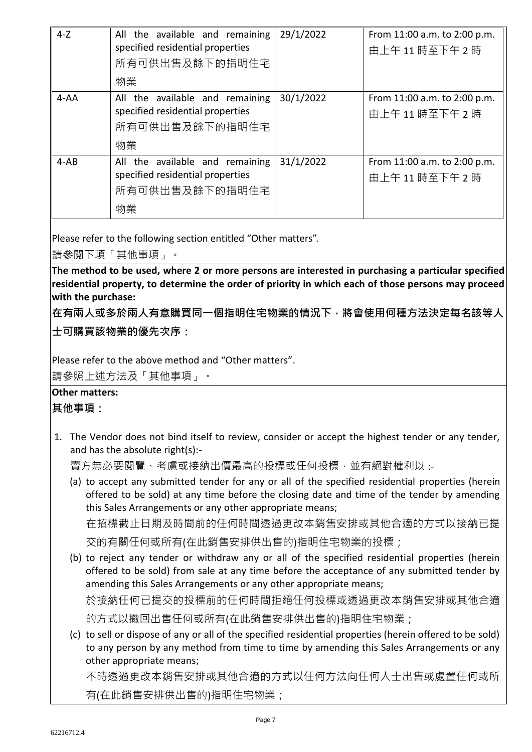| 4-Z | All the available and remaining specified residential properties 所有可供出售及餘下的指明住宅物業 | 29/1/2022 | From 11:00 a.m. to 2:00 p.m. 由上午 11 時至下午 2 時 |
|---|---|---|---|
| 4-AA | All the available and remaining specified residential properties 所有可供出售及餘下的指明住宅物業 | 30/1/2022 | From 11:00 a.m. to 2:00 p.m. 由上午 11 時至下午 2 時 |
| 4-AB | All the available and remaining specified residential properties 所有可供出售及餘下的指明住宅物業 | 31/1/2022 | From 11:00 a.m. to 2:00 p.m. 由上午 11 時至下午 2 時 |

Please refer to the following section entitled "Other matters".

請參閱下項「其他事項」。

**The method to be used, where 2 or more persons are interested in purchasing a particular specified residential property, to determine the order of priority in which each of those persons may proceed with the purchase:**

**在有兩人或多於兩人有意購買同一個指明住宅物業的情況下，將會使用何種方法決定每名該等人士可購買該物業的優先次序：**

Please refer to the above method and "Other matters".

請參照上述方法及「其他事項」。

**Other matters:**

**其他事項：**

1. The Vendor does not bind itself to review, consider or accept the highest tender or any tender, and has the absolute right(s):-

   賣方無必要閱覽、考慮或接納出價最高的投標或任何投標，並有絕對權利以 :-

   (a) to accept any submitted tender for any or all of the specified residential properties (herein offered to be sold) at any time before the closing date and time of the tender by amending this Sales Arrangements or any other appropriate means;

   在招標截止日期及時間前的任何時間透過更改本銷售安排或其他合適的方式以接納已提交的有關任何或所有(在此銷售安排供出售的)指明住宅物業的投標；

   (b) to reject any tender or withdraw any or all of the specified residential properties (herein offered to be sold) from sale at any time before the acceptance of any submitted tender by amending this Sales Arrangements or any other appropriate means;

   於接納任何已提交的投標前的任何時間拒絕任何投標或透過更改本銷售安排或其他合適的方式以撤回出售任何或所有(在此銷售安排供出售的)指明住宅物業；

   (c) to sell or dispose of any or all of the specified residential properties (herein offered to be sold) to any person by any method from time to time by amending this Sales Arrangements or any other appropriate means;

   不時透過更改本銷售安排或其他合適的方式以任何方法向任何人士出售或處置任何或所有(在此銷售安排供出售的)指明住宅物業；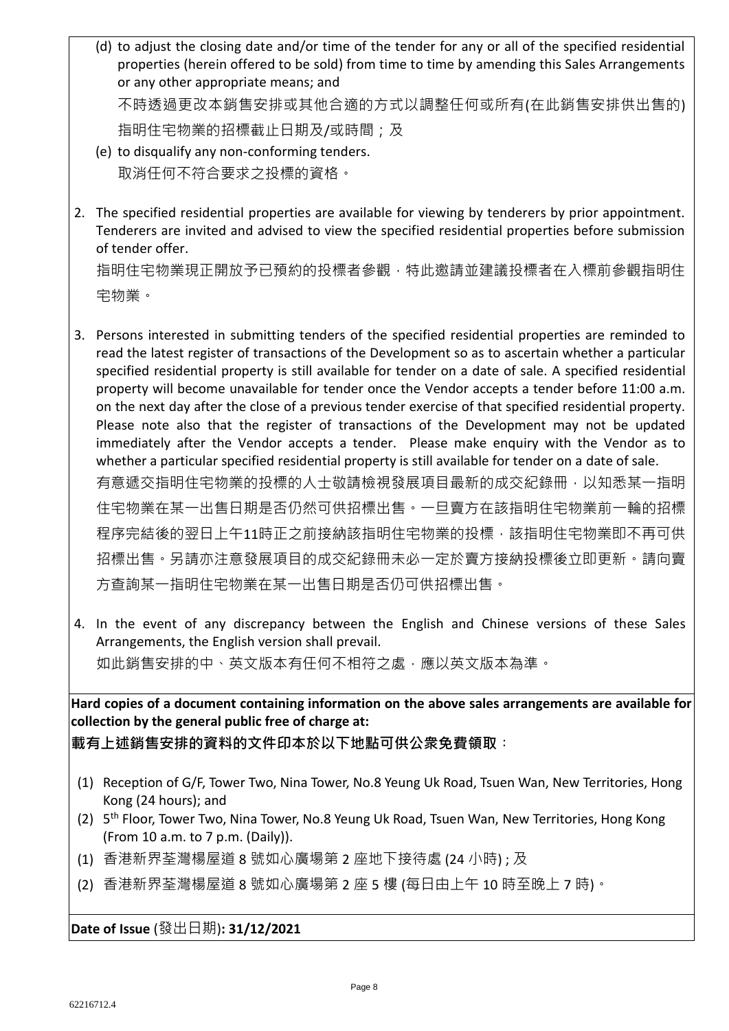(d) to adjust the closing date and/or time of the tender for any or all of the specified residential properties (herein offered to be sold) from time to time by amending this Sales Arrangements or any other appropriate means; and

不時透過更改本銷售安排或其他合適的方式以調整任何或所有(在此銷售安排供出售的)指明住宅物業的招標截止日期及/或時間；及

(e) to disqualify any non-conforming tenders.

取消任何不符合要求之投標的資格。

2. The specified residential properties are available for viewing by tenderers by prior appointment. Tenderers are invited and advised to view the specified residential properties before submission of tender offer.

指明住宅物業現正開放予已預約的投標者參觀，特此邀請並建議投標者在入標前參觀指明住宅物業。

3. Persons interested in submitting tenders of the specified residential properties are reminded to read the latest register of transactions of the Development so as to ascertain whether a particular specified residential property is still available for tender on a date of sale. A specified residential property will become unavailable for tender once the Vendor accepts a tender before 11:00 a.m. on the next day after the close of a previous tender exercise of that specified residential property. Please note also that the register of transactions of the Development may not be updated immediately after the Vendor accepts a tender. Please make enquiry with the Vendor as to whether a particular specified residential property is still available for tender on a date of sale.

有意遞交指明住宅物業的投標的人士敬請檢視發展項目最新的成交紀錄冊，以知悉某一指明住宅物業在某一出售日期是否仍然可供招標出售。一旦賣方在該指明住宅物業前一輪的招標程序完結後的翌日上午11時正之前接納該指明住宅物業的投標，該指明住宅物業即不再可供招標出售。另請亦注意發展項目的成交紀錄冊未必一定於賣方接納投標後立即更新。請向賣方查詢某一指明住宅物業在某一出售日期是否仍可供招標出售。

4. In the event of any discrepancy between the English and Chinese versions of these Sales Arrangements, the English version shall prevail.

如此銷售安排的中、英文版本有任何不相符之處，應以英文版本為準。

**Hard copies of a document containing information on the above sales arrangements are available for collection by the general public free of charge at:**

**載有上述銷售安排的資料的文件印本於以下地點可供公眾免費領取**：

(1) Reception of G/F, Tower Two, Nina Tower, No.8 Yeung Uk Road, Tsuen Wan, New Territories, Hong Kong (24 hours); and

(2) 5th Floor, Tower Two, Nina Tower, No.8 Yeung Uk Road, Tsuen Wan, New Territories, Hong Kong (From 10 a.m. to 7 p.m. (Daily)).

(1) 香港新界荃灣楊屋道 8 號如心廣場第 2 座地下接待處 (24 小時) ; 及

(2) 香港新界荃灣楊屋道 8 號如心廣場第 2 座 5 樓 (每日由上午 10 時至晚上 7 時)。

**Date of Issue** (發出日期)**: 31/12/2021**

62216712.4